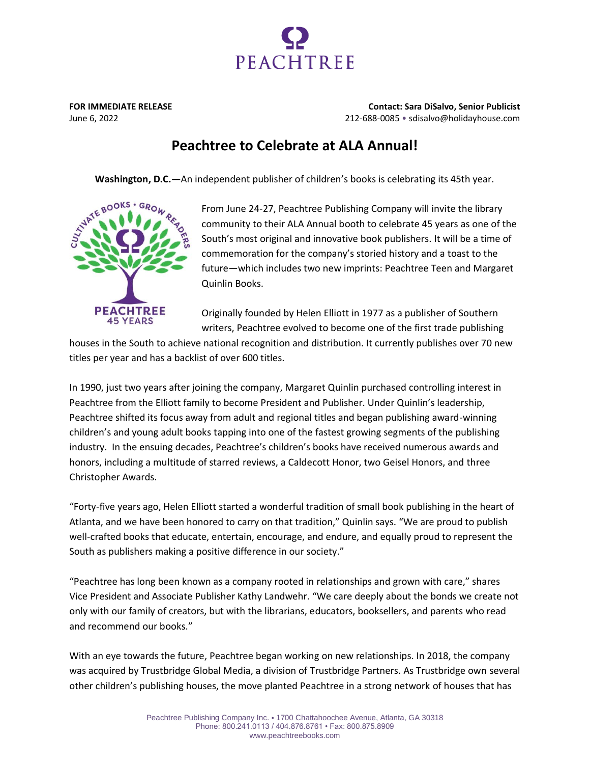**FOR IMMEDIATE RELEASE**
June 6, 2022

**Contact: Sara DiSalvo, Senior Publicist**
212-688-0085 • sdisalvo@holidayhouse.com

# Peachtree to Celebrate at ALA Annual!

**Washington, D.C.—**An independent publisher of children's books is celebrating its 45th year.

From June 24-27, Peachtree Publishing Company will invite the library community to their ALA Annual booth to celebrate 45 years as one of the South's most original and innovative book publishers. It will be a time of commemoration for the company's storied history and a toast to the future—which includes two new imprints: Peachtree Teen and Margaret Quinlin Books.

Originally founded by Helen Elliott in 1977 as a publisher of Southern writers, Peachtree evolved to become one of the first trade publishing houses in the South to achieve national recognition and distribution. It currently publishes over 70 new titles per year and has a backlist of over 600 titles.

In 1990, just two years after joining the company, Margaret Quinlin purchased controlling interest in Peachtree from the Elliott family to become President and Publisher. Under Quinlin's leadership, Peachtree shifted its focus away from adult and regional titles and began publishing award-winning children's and young adult books tapping into one of the fastest growing segments of the publishing industry. In the ensuing decades, Peachtree's children's books have received numerous awards and honors, including a multitude of starred reviews, a Caldecott Honor, two Geisel Honors, and three Christopher Awards.

"Forty-five years ago, Helen Elliott started a wonderful tradition of small book publishing in the heart of Atlanta, and we have been honored to carry on that tradition," Quinlin says. "We are proud to publish well-crafted books that educate, entertain, encourage, and endure, and equally proud to represent the South as publishers making a positive difference in our society."

"Peachtree has long been known as a company rooted in relationships and grown with care," shares Vice President and Associate Publisher Kathy Landwehr. "We care deeply about the bonds we create not only with our family of creators, but with the librarians, educators, booksellers, and parents who read and recommend our books."

With an eye towards the future, Peachtree began working on new relationships. In 2018, the company was acquired by Trustbridge Global Media, a division of Trustbridge Partners. As Trustbridge own several other children's publishing houses, the move planted Peachtree in a strong network of houses that has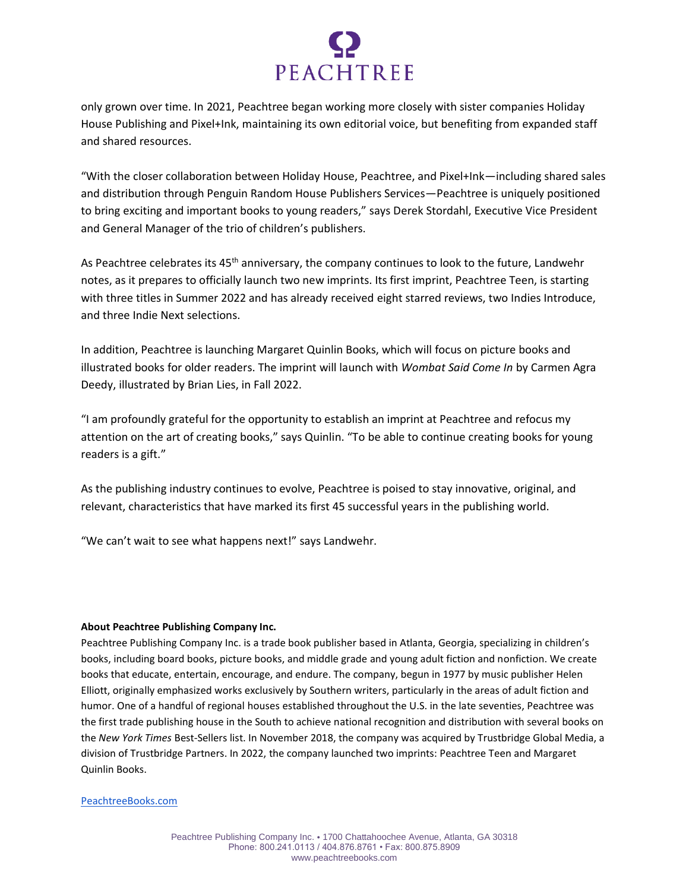only grown over time. In 2021, Peachtree began working more closely with sister companies Holiday House Publishing and Pixel+Ink, maintaining its own editorial voice, but benefiting from expanded staff and shared resources.

"With the closer collaboration between Holiday House, Peachtree, and Pixel+Ink—including shared sales and distribution through Penguin Random House Publishers Services—Peachtree is uniquely positioned to bring exciting and important books to young readers," says Derek Stordahl, Executive Vice President and General Manager of the trio of children's publishers.

As Peachtree celebrates its 45th anniversary, the company continues to look to the future, Landwehr notes, as it prepares to officially launch two new imprints. Its first imprint, Peachtree Teen, is starting with three titles in Summer 2022 and has already received eight starred reviews, two Indies Introduce, and three Indie Next selections.

In addition, Peachtree is launching Margaret Quinlin Books, which will focus on picture books and illustrated books for older readers. The imprint will launch with *Wombat Said Come In* by Carmen Agra Deedy, illustrated by Brian Lies, in Fall 2022.

"I am profoundly grateful for the opportunity to establish an imprint at Peachtree and refocus my attention on the art of creating books," says Quinlin. "To be able to continue creating books for young readers is a gift."

As the publishing industry continues to evolve, Peachtree is poised to stay innovative, original, and relevant, characteristics that have marked its first 45 successful years in the publishing world.

"We can't wait to see what happens next!" says Landwehr.

**About Peachtree Publishing Company Inc.**

Peachtree Publishing Company Inc. is a trade book publisher based in Atlanta, Georgia, specializing in children's books, including board books, picture books, and middle grade and young adult fiction and nonfiction. We create books that educate, entertain, encourage, and endure. The company, begun in 1977 by music publisher Helen Elliott, originally emphasized works exclusively by Southern writers, particularly in the areas of adult fiction and humor. One of a handful of regional houses established throughout the U.S. in the late seventies, Peachtree was the first trade publishing house in the South to achieve national recognition and distribution with several books on the *New York Times* Best-Sellers list. In November 2018, the company was acquired by Trustbridge Global Media, a division of Trustbridge Partners. In 2022, the company launched two imprints: Peachtree Teen and Margaret Quinlin Books.

PeachtreeBooks.com

Peachtree Publishing Company Inc. • 1700 Chattahoochee Avenue, Atlanta, GA 30318
Phone: 800.241.0113 / 404.876.8761 • Fax: 800.875.8909
www.peachtreebooks.com